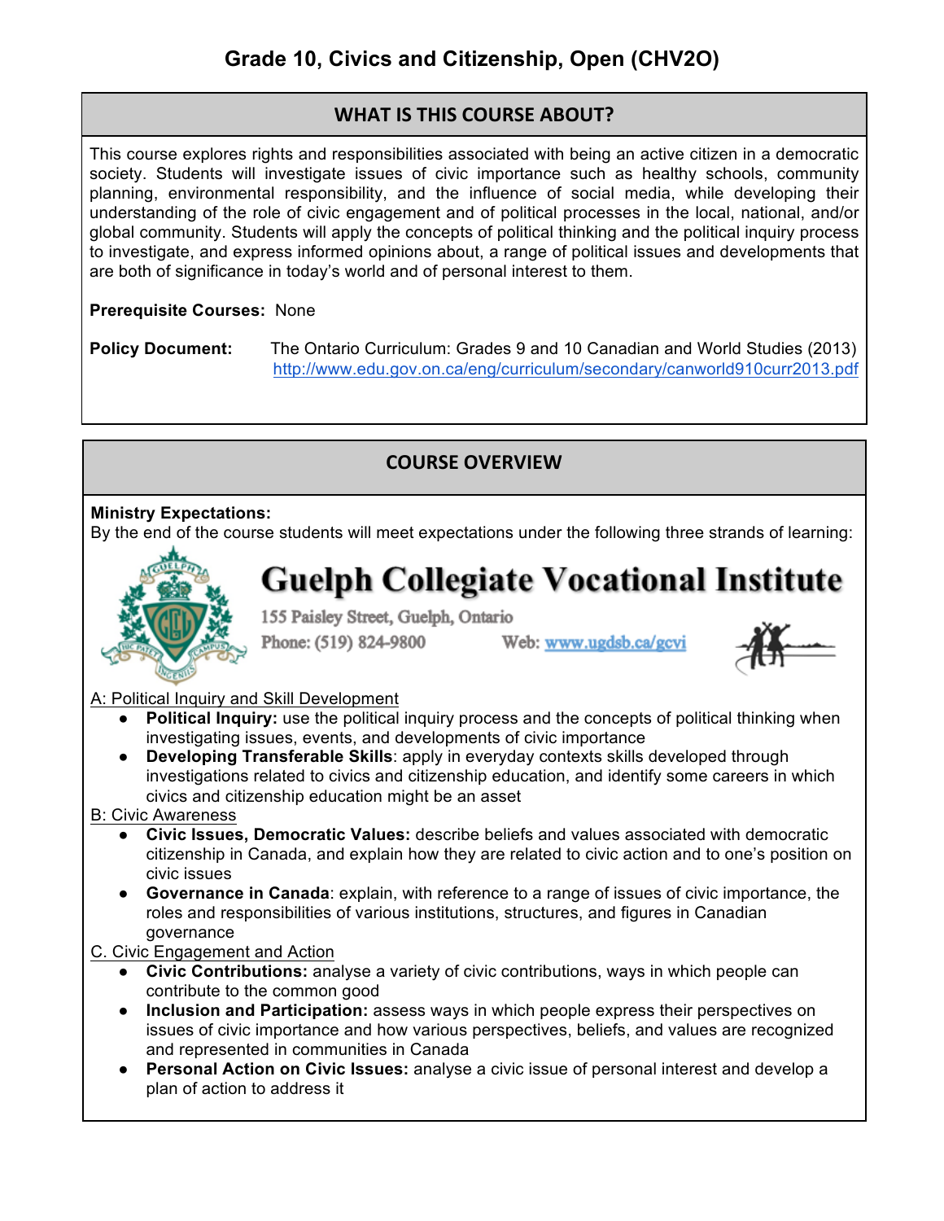# Grade 10, Civics and Citizenship, Open (CHV2O)

## WHAT IS THIS COURSE ABOUT?

This course explores rights and responsibilities associated with being an active citizen in a democratic society. Students will investigate issues of civic importance such as healthy schools, community planning, environmental responsibility, and the influence of social media, while developing their understanding of the role of civic engagement and of political processes in the local, national, and/or global community. Students will apply the concepts of political thinking and the political inquiry process to investigate, and express informed opinions about, a range of political issues and developments that are both of significance in today's world and of personal interest to them.

**Prerequisite Courses:** None

**Policy Document:** The Ontario Curriculum: Grades 9 and 10 Canadian and World Studies (2013) http://www.edu.gov.on.ca/eng/curriculum/secondary/canworld910curr2013.pdf

## COURSE OVERVIEW

**Ministry Expectations:**
By the end of the course students will meet expectations under the following three strands of learning:

**Guelph Collegiate Vocational Institute**
155 Paisley Street, Guelph, Ontario
Phone: (519) 824-9800 Web: www.ugdsb.ca/gcvi

A: Political Inquiry and Skill Development

- **Political Inquiry:** use the political inquiry process and the concepts of political thinking when investigating issues, events, and developments of civic importance
- **Developing Transferable Skills**: apply in everyday contexts skills developed through investigations related to civics and citizenship education, and identify some careers in which civics and citizenship education might be an asset

B: Civic Awareness

- **Civic Issues, Democratic Values:** describe beliefs and values associated with democratic citizenship in Canada, and explain how they are related to civic action and to one's position on civic issues
- **Governance in Canada**: explain, with reference to a range of issues of civic importance, the roles and responsibilities of various institutions, structures, and figures in Canadian governance

C. Civic Engagement and Action

- **Civic Contributions:** analyse a variety of civic contributions, ways in which people can contribute to the common good
- **Inclusion and Participation:** assess ways in which people express their perspectives on issues of civic importance and how various perspectives, beliefs, and values are recognized and represented in communities in Canada
- **Personal Action on Civic Issues:** analyse a civic issue of personal interest and develop a plan of action to address it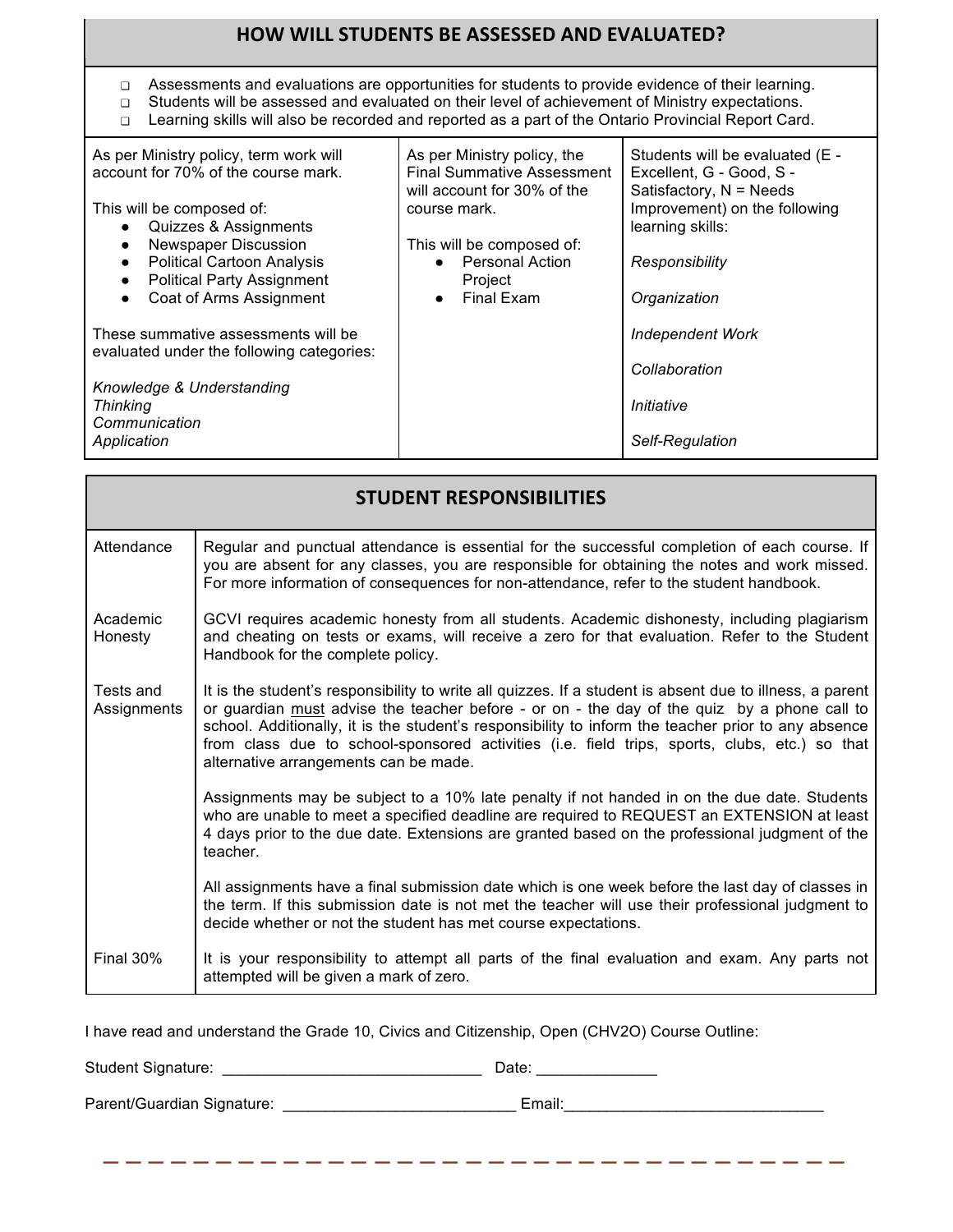## HOW WILL STUDENTS BE ASSESSED AND EVALUATED?

- Assessments and evaluations are opportunities for students to provide evidence of their learning.
- Students will be assessed and evaluated on their level of achievement of Ministry expectations.
- Learning skills will also be recorded and reported as a part of the Ontario Provincial Report Card.

| | | |
|---|---|---|
| As per Ministry policy, term work will account for 70% of the course mark.<br><br>This will be composed of:<br>• Quizzes & Assignments<br>• Newspaper Discussion<br>• Political Cartoon Analysis<br>• Political Party Assignment<br>• Coat of Arms Assignment<br><br>These summative assessments will be evaluated under the following categories:<br><br>*Knowledge & Understanding*<br>*Thinking*<br>*Communication*<br>*Application* | As per Ministry policy, the Final Summative Assessment will account for 30% of the course mark.<br><br>This will be composed of:<br>• Personal Action Project<br>• Final Exam | Students will be evaluated (E - Excellent, G - Good, S - Satisfactory, N = Needs Improvement) on the following learning skills:<br><br>*Responsibility*<br><br>*Organization*<br><br>*Independent Work*<br><br>*Collaboration*<br><br>*Initiative*<br><br>*Self-Regulation* |

## STUDENT RESPONSIBILITIES

| | |
|---|---|
| Attendance | Regular and punctual attendance is essential for the successful completion of each course. If you are absent for any classes, you are responsible for obtaining the notes and work missed. For more information of consequences for non-attendance, refer to the student handbook. |
| Academic Honesty | GCVI requires academic honesty from all students. Academic dishonesty, including plagiarism and cheating on tests or exams, will receive a zero for that evaluation. Refer to the Student Handbook for the complete policy. |
| Tests and Assignments | It is the student's responsibility to write all quizzes. If a student is absent due to illness, a parent or guardian <u>must</u> advise the teacher before - or on - the day of the quiz by a phone call to school. Additionally, it is the student's responsibility to inform the teacher prior to any absence from class due to school-sponsored activities (i.e. field trips, sports, clubs, etc.) so that alternative arrangements can be made.<br><br>Assignments may be subject to a 10% late penalty if not handed in on the due date. Students who are unable to meet a specified deadline are required to REQUEST an EXTENSION at least 4 days prior to the due date. Extensions are granted based on the professional judgment of the teacher.<br><br>All assignments have a final submission date which is one week before the last day of classes in the term. If this submission date is not met the teacher will use their professional judgment to decide whether or not the student has met course expectations. |
| Final 30% | It is your responsibility to attempt all parts of the final evaluation and exam. Any parts not attempted will be given a mark of zero. |

I have read and understand the Grade 10, Civics and Citizenship, Open (CHV2O) Course Outline:

Student Signature: ______________________________ Date: _____________

Parent/Guardian Signature: __________________________ Email:_____________________________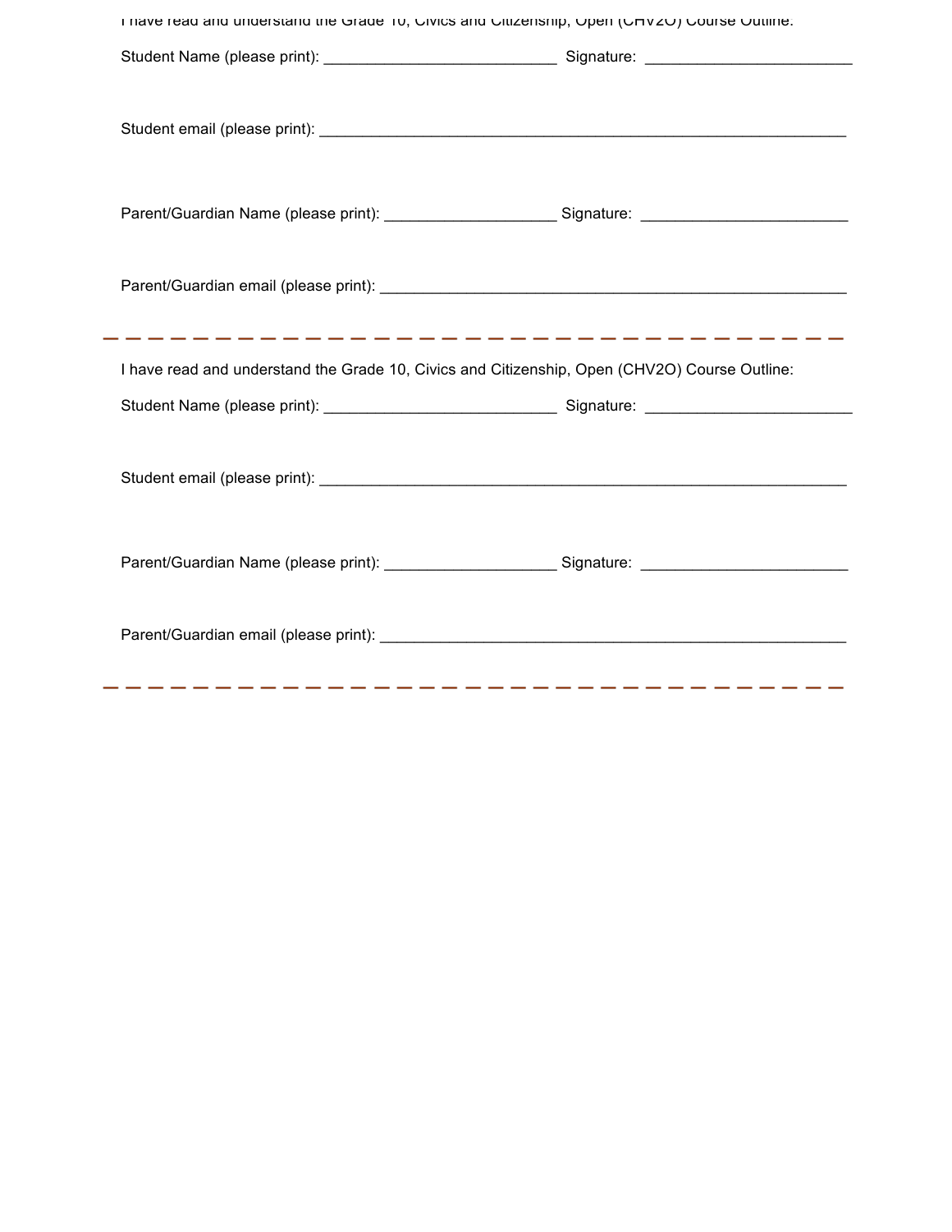I have read and understand the Grade 10, Civics and Citizenship, Open (CHV2O) Course Outline:

Student Name (please print): ___________________________ Signature: ________________________

Student email (please print): _____________________________________________________________

Parent/Guardian Name (please print): ____________________ Signature: ________________________

Parent/Guardian email (please print): ______________________________________________________

---

I have read and understand the Grade 10, Civics and Citizenship, Open (CHV2O) Course Outline:

Student Name (please print): ___________________________ Signature: ________________________

Student email (please print): _____________________________________________________________

Parent/Guardian Name (please print): ____________________ Signature: ________________________

Parent/Guardian email (please print): ______________________________________________________

---